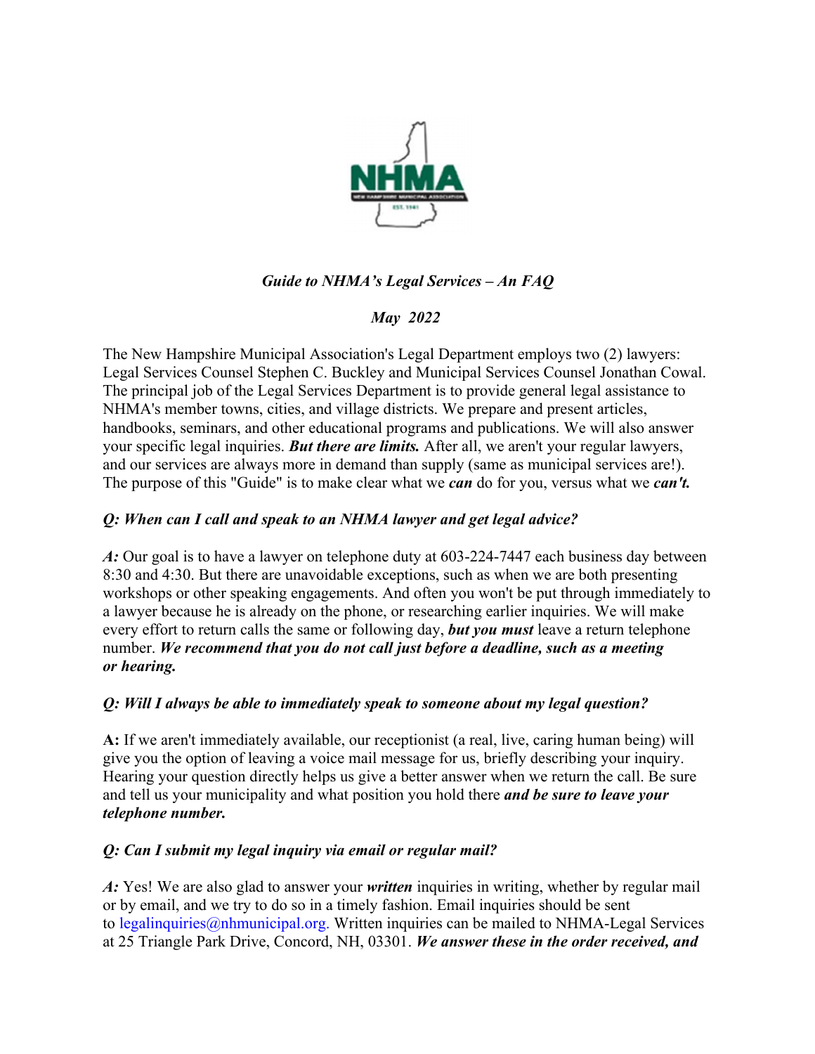*Guide to NHMA's Legal Services – An FAQ*

*May 2022*

The New Hampshire Municipal Association's Legal Department employs two (2) lawyers: Legal Services Counsel Stephen C. Buckley and Municipal Services Counsel Jonathan Cowal. The principal job of the Legal Services Department is to provide general legal assistance to NHMA's member towns, cities, and village districts. We prepare and present articles, handbooks, seminars, and other educational programs and publications. We will also answer your specific legal inquiries. ***But there are limits.*** After all, we aren't your regular lawyers, and our services are always more in demand than supply (same as municipal services are!). The purpose of this "Guide" is to make clear what we ***can*** do for you, versus what we ***can't.***

***Q: When can I call and speak to an NHMA lawyer and get legal advice?***

***A:*** Our goal is to have a lawyer on telephone duty at 603-224-7447 each business day between 8:30 and 4:30. But there are unavoidable exceptions, such as when we are both presenting workshops or other speaking engagements. And often you won't be put through immediately to a lawyer because he is already on the phone, or researching earlier inquiries. We will make every effort to return calls the same or following day, ***but you must*** leave a return telephone number. ***We recommend that you do not call just before a deadline, such as a meeting or hearing.***

***Q: Will I always be able to immediately speak to someone about my legal question?***

**A:** If we aren't immediately available, our receptionist (a real, live, caring human being) will give you the option of leaving a voice mail message for us, briefly describing your inquiry. Hearing your question directly helps us give a better answer when we return the call. Be sure and tell us your municipality and what position you hold there ***and be sure to leave your telephone number.***

***Q: Can I submit my legal inquiry via email or regular mail?***

***A:*** Yes! We are also glad to answer your ***written*** inquiries in writing, whether by regular mail or by email, and we try to do so in a timely fashion. Email inquiries should be sent to legalinquiries@nhmunicipal.org. Written inquiries can be mailed to NHMA-Legal Services at 25 Triangle Park Drive, Concord, NH, 03301. ***We answer these in the order received, and***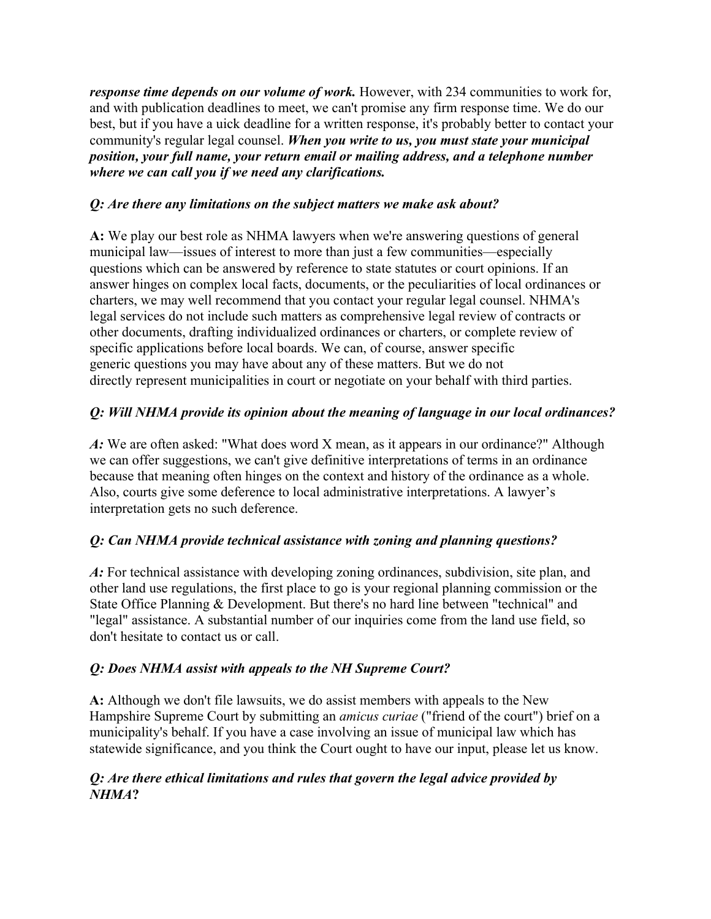***response time depends on our volume of work.*** However, with 234 communities to work for, and with publication deadlines to meet, we can't promise any firm response time. We do our best, but if you have a uick deadline for a written response, it's probably better to contact your community's regular legal counsel. ***When you write to us, you must state your municipal position, your full name, your return email or mailing address, and a telephone number where we can call you if we need any clarifications.***

***Q: Are there any limitations on the subject matters we make ask about?***

**A:** We play our best role as NHMA lawyers when we're answering questions of general municipal law—issues of interest to more than just a few communities—especially questions which can be answered by reference to state statutes or court opinions. If an answer hinges on complex local facts, documents, or the peculiarities of local ordinances or charters, we may well recommend that you contact your regular legal counsel. NHMA's legal services do not include such matters as comprehensive legal review of contracts or other documents, drafting individualized ordinances or charters, or complete review of specific applications before local boards. We can, of course, answer specific generic questions you may have about any of these matters. But we do not directly represent municipalities in court or negotiate on your behalf with third parties.

***Q: Will NHMA provide its opinion about the meaning of language in our local ordinances?***

***A:*** We are often asked: "What does word X mean, as it appears in our ordinance?" Although we can offer suggestions, we can't give definitive interpretations of terms in an ordinance because that meaning often hinges on the context and history of the ordinance as a whole. Also, courts give some deference to local administrative interpretations. A lawyer's interpretation gets no such deference.

***Q: Can NHMA provide technical assistance with zoning and planning questions?***

***A:*** For technical assistance with developing zoning ordinances, subdivision, site plan, and other land use regulations, the first place to go is your regional planning commission or the State Office Planning & Development. But there's no hard line between "technical" and "legal" assistance. A substantial number of our inquiries come from the land use field, so don't hesitate to contact us or call.

***Q: Does NHMA assist with appeals to the NH Supreme Court?***

**A:** Although we don't file lawsuits, we do assist members with appeals to the New Hampshire Supreme Court by submitting an *amicus curiae* ("friend of the court") brief on a municipality's behalf. If you have a case involving an issue of municipal law which has statewide significance, and you think the Court ought to have our input, please let us know.

***Q: Are there ethical limitations and rules that govern the legal advice provided by NHMA*?**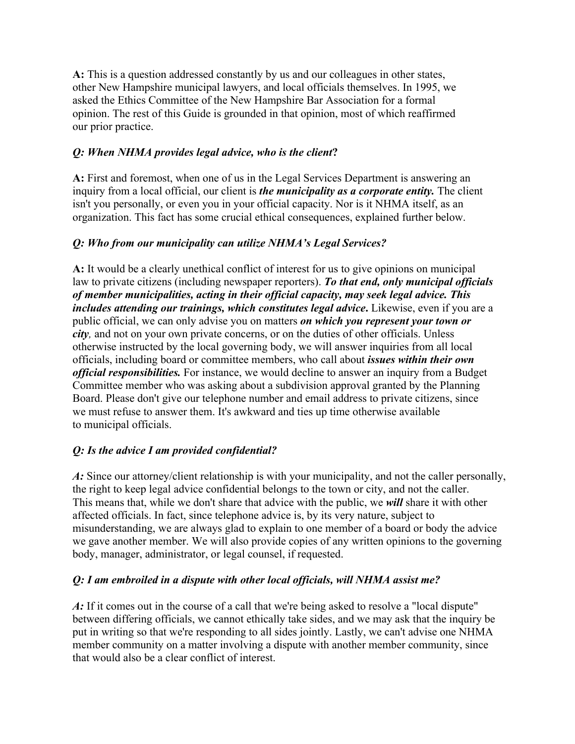**A:** This is a question addressed constantly by us and our colleagues in other states, other New Hampshire municipal lawyers, and local officials themselves. In 1995, we asked the Ethics Committee of the New Hampshire Bar Association for a formal opinion. The rest of this Guide is grounded in that opinion, most of which reaffirmed our prior practice.

***Q: When NHMA provides legal advice, who is the client?***

**A:** First and foremost, when one of us in the Legal Services Department is answering an inquiry from a local official, our client is ***the municipality as a corporate entity.*** The client isn't you personally, or even you in your official capacity. Nor is it NHMA itself, as an organization. This fact has some crucial ethical consequences, explained further below.

***Q: Who from our municipality can utilize NHMA's Legal Services?***

**A:** It would be a clearly unethical conflict of interest for us to give opinions on municipal law to private citizens (including newspaper reporters). ***To that end, only municipal officials of member municipalities, acting in their official capacity, may seek legal advice. This includes attending our trainings, which constitutes legal advice.*** Likewise, even if you are a public official, we can only advise you on matters ***on which you represent your town or city,*** and not on your own private concerns, or on the duties of other officials. Unless otherwise instructed by the local governing body, we will answer inquiries from all local officials, including board or committee members, who call about ***issues within their own official responsibilities.*** For instance, we would decline to answer an inquiry from a Budget Committee member who was asking about a subdivision approval granted by the Planning Board. Please don't give our telephone number and email address to private citizens, since we must refuse to answer them. It's awkward and ties up time otherwise available to municipal officials.

***Q: Is the advice I am provided confidential?***

***A:*** Since our attorney/client relationship is with your municipality, and not the caller personally, the right to keep legal advice confidential belongs to the town or city, and not the caller. This means that, while we don't share that advice with the public, we ***will*** share it with other affected officials. In fact, since telephone advice is, by its very nature, subject to misunderstanding, we are always glad to explain to one member of a board or body the advice we gave another member. We will also provide copies of any written opinions to the governing body, manager, administrator, or legal counsel, if requested.

***Q: I am embroiled in a dispute with other local officials, will NHMA assist me?***

***A:*** If it comes out in the course of a call that we're being asked to resolve a "local dispute" between differing officials, we cannot ethically take sides, and we may ask that the inquiry be put in writing so that we're responding to all sides jointly. Lastly, we can't advise one NHMA member community on a matter involving a dispute with another member community, since that would also be a clear conflict of interest.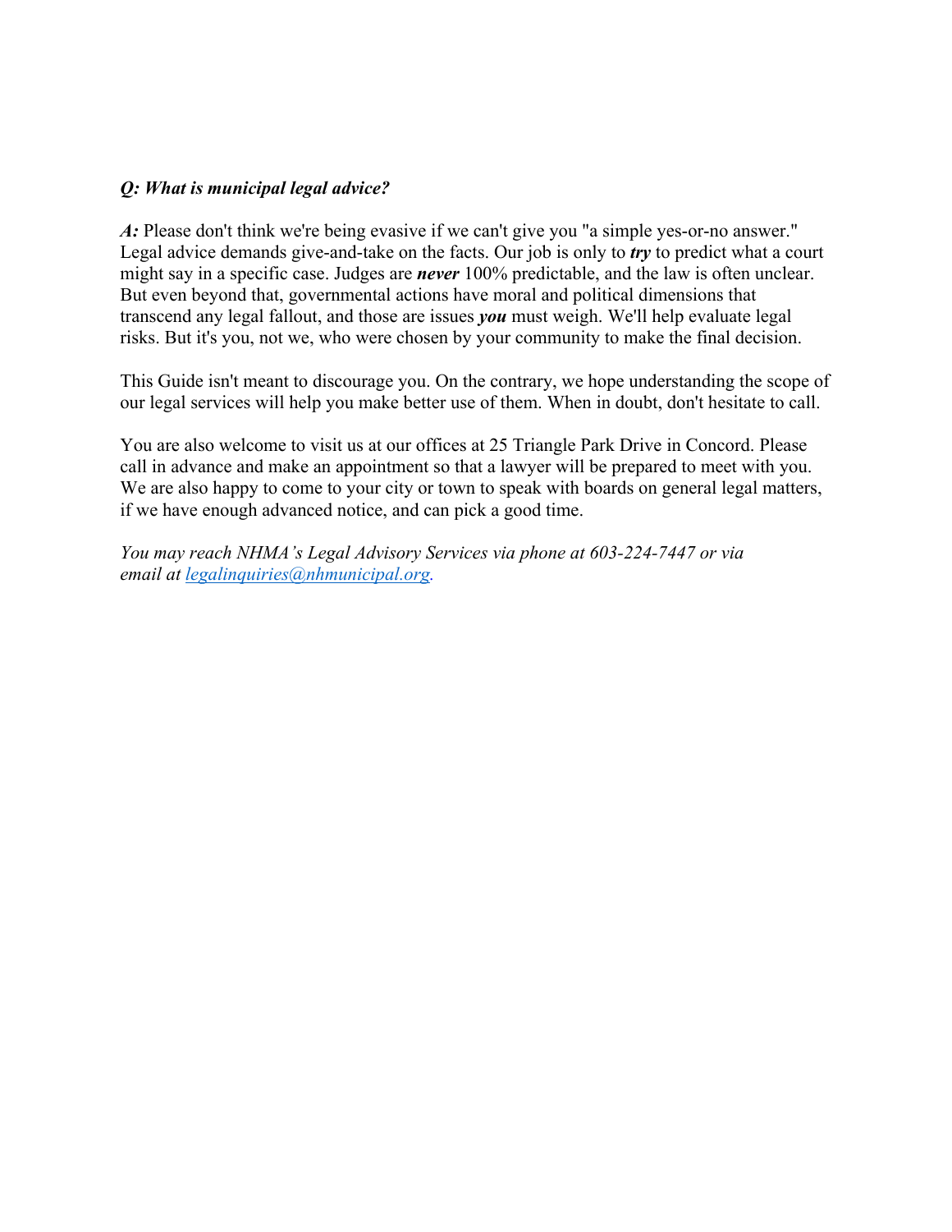***Q: What is municipal legal advice?***

***A:*** Please don't think we're being evasive if we can't give you "a simple yes-or-no answer." Legal advice demands give-and-take on the facts. Our job is only to ***try*** to predict what a court might say in a specific case. Judges are ***never*** 100% predictable, and the law is often unclear. But even beyond that, governmental actions have moral and political dimensions that transcend any legal fallout, and those are issues ***you*** must weigh. We'll help evaluate legal risks. But it's you, not we, who were chosen by your community to make the final decision.

This Guide isn't meant to discourage you. On the contrary, we hope understanding the scope of our legal services will help you make better use of them. When in doubt, don't hesitate to call.

You are also welcome to visit us at our offices at 25 Triangle Park Drive in Concord. Please call in advance and make an appointment so that a lawyer will be prepared to meet with you. We are also happy to come to your city or town to speak with boards on general legal matters, if we have enough advanced notice, and can pick a good time.

*You may reach NHMA's Legal Advisory Services via phone at 603-224-7447 or via email at [legalinquiries@nhmunicipal.org](mailto:legalinquiries@nhmunicipal.org).*